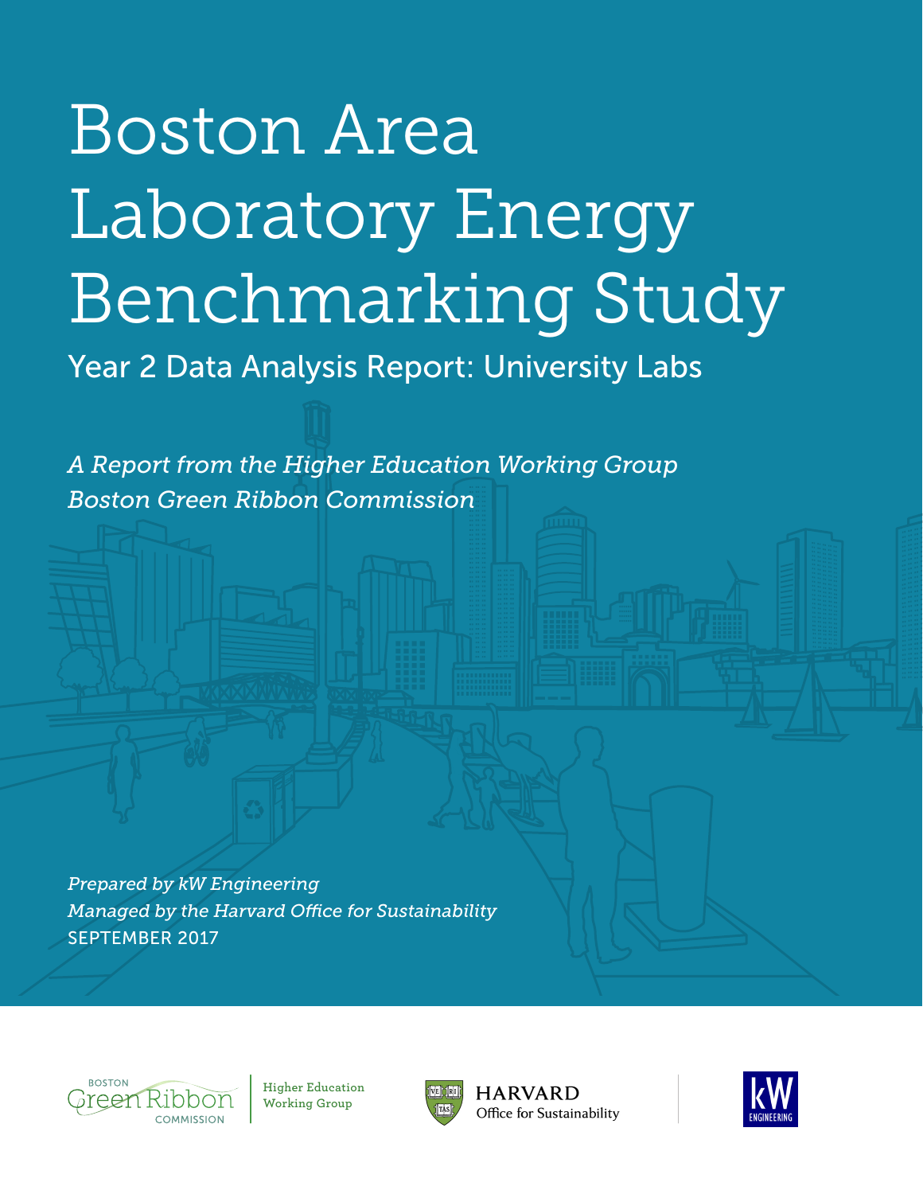# Boston Area Laboratory Energy Benchmarking Study

## Year 2 Data Analysis Report: University Labs

*A Report from the Higher Education Working Group*
*Boston Green Ribbon Commission*

*Prepared by kW Engineering*
*Managed by the Harvard Office for Sustainability*
SEPTEMBER 2017

Boston Green Ribbon Commission | Higher Education Working Group

HARVARD Office for Sustainability

kW ENGINEERING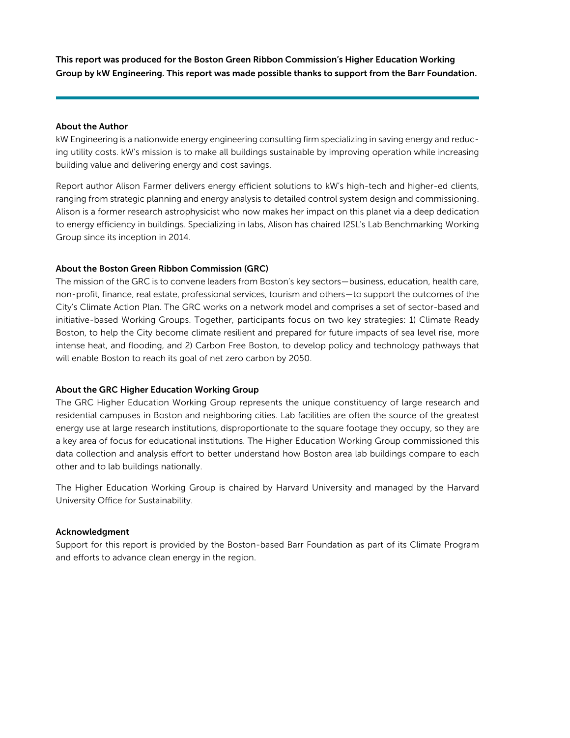**This report was produced for the Boston Green Ribbon Commission's Higher Education Working Group by kW Engineering. This report was made possible thanks to support from the Barr Foundation.**

---

### About the Author

kW Engineering is a nationwide energy engineering consulting firm specializing in saving energy and reducing utility costs. kW's mission is to make all buildings sustainable by improving operation while increasing building value and delivering energy and cost savings.

Report author Alison Farmer delivers energy efficient solutions to kW's high-tech and higher-ed clients, ranging from strategic planning and energy analysis to detailed control system design and commissioning. Alison is a former research astrophysicist who now makes her impact on this planet via a deep dedication to energy efficiency in buildings. Specializing in labs, Alison has chaired I2SL's Lab Benchmarking Working Group since its inception in 2014.

### About the Boston Green Ribbon Commission (GRC)

The mission of the GRC is to convene leaders from Boston's key sectors—business, education, health care, non-profit, finance, real estate, professional services, tourism and others—to support the outcomes of the City's Climate Action Plan. The GRC works on a network model and comprises a set of sector-based and initiative-based Working Groups. Together, participants focus on two key strategies: 1) Climate Ready Boston, to help the City become climate resilient and prepared for future impacts of sea level rise, more intense heat, and flooding, and 2) Carbon Free Boston, to develop policy and technology pathways that will enable Boston to reach its goal of net zero carbon by 2050.

### About the GRC Higher Education Working Group

The GRC Higher Education Working Group represents the unique constituency of large research and residential campuses in Boston and neighboring cities. Lab facilities are often the source of the greatest energy use at large research institutions, disproportionate to the square footage they occupy, so they are a key area of focus for educational institutions. The Higher Education Working Group commissioned this data collection and analysis effort to better understand how Boston area lab buildings compare to each other and to lab buildings nationally.

The Higher Education Working Group is chaired by Harvard University and managed by the Harvard University Office for Sustainability.

### Acknowledgment

Support for this report is provided by the Boston-based Barr Foundation as part of its Climate Program and efforts to advance clean energy in the region.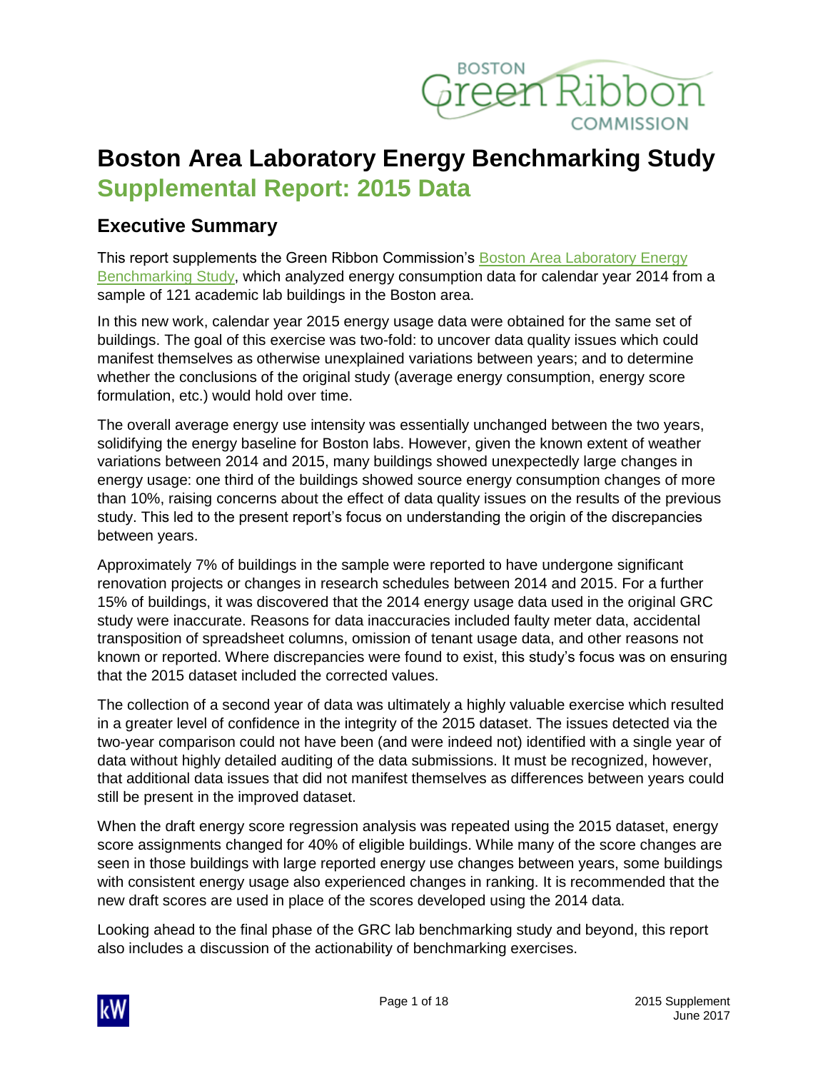# Boston Area Laboratory Energy Benchmarking Study

## Supplemental Report: 2015 Data

## Executive Summary

This report supplements the Green Ribbon Commission's Boston Area Laboratory Energy Benchmarking Study, which analyzed energy consumption data for calendar year 2014 from a sample of 121 academic lab buildings in the Boston area.

In this new work, calendar year 2015 energy usage data were obtained for the same set of buildings. The goal of this exercise was two-fold: to uncover data quality issues which could manifest themselves as otherwise unexplained variations between years; and to determine whether the conclusions of the original study (average energy consumption, energy score formulation, etc.) would hold over time.

The overall average energy use intensity was essentially unchanged between the two years, solidifying the energy baseline for Boston labs. However, given the known extent of weather variations between 2014 and 2015, many buildings showed unexpectedly large changes in energy usage: one third of the buildings showed source energy consumption changes of more than 10%, raising concerns about the effect of data quality issues on the results of the previous study. This led to the present report's focus on understanding the origin of the discrepancies between years.

Approximately 7% of buildings in the sample were reported to have undergone significant renovation projects or changes in research schedules between 2014 and 2015. For a further 15% of buildings, it was discovered that the 2014 energy usage data used in the original GRC study were inaccurate. Reasons for data inaccuracies included faulty meter data, accidental transposition of spreadsheet columns, omission of tenant usage data, and other reasons not known or reported. Where discrepancies were found to exist, this study's focus was on ensuring that the 2015 dataset included the corrected values.

The collection of a second year of data was ultimately a highly valuable exercise which resulted in a greater level of confidence in the integrity of the 2015 dataset. The issues detected via the two-year comparison could not have been (and were indeed not) identified with a single year of data without highly detailed auditing of the data submissions. It must be recognized, however, that additional data issues that did not manifest themselves as differences between years could still be present in the improved dataset.

When the draft energy score regression analysis was repeated using the 2015 dataset, energy score assignments changed for 40% of eligible buildings. While many of the score changes are seen in those buildings with large reported energy use changes between years, some buildings with consistent energy usage also experienced changes in ranking. It is recommended that the new draft scores are used in place of the scores developed using the 2014 data.

Looking ahead to the final phase of the GRC lab benchmarking study and beyond, this report also includes a discussion of the actionability of benchmarking exercises.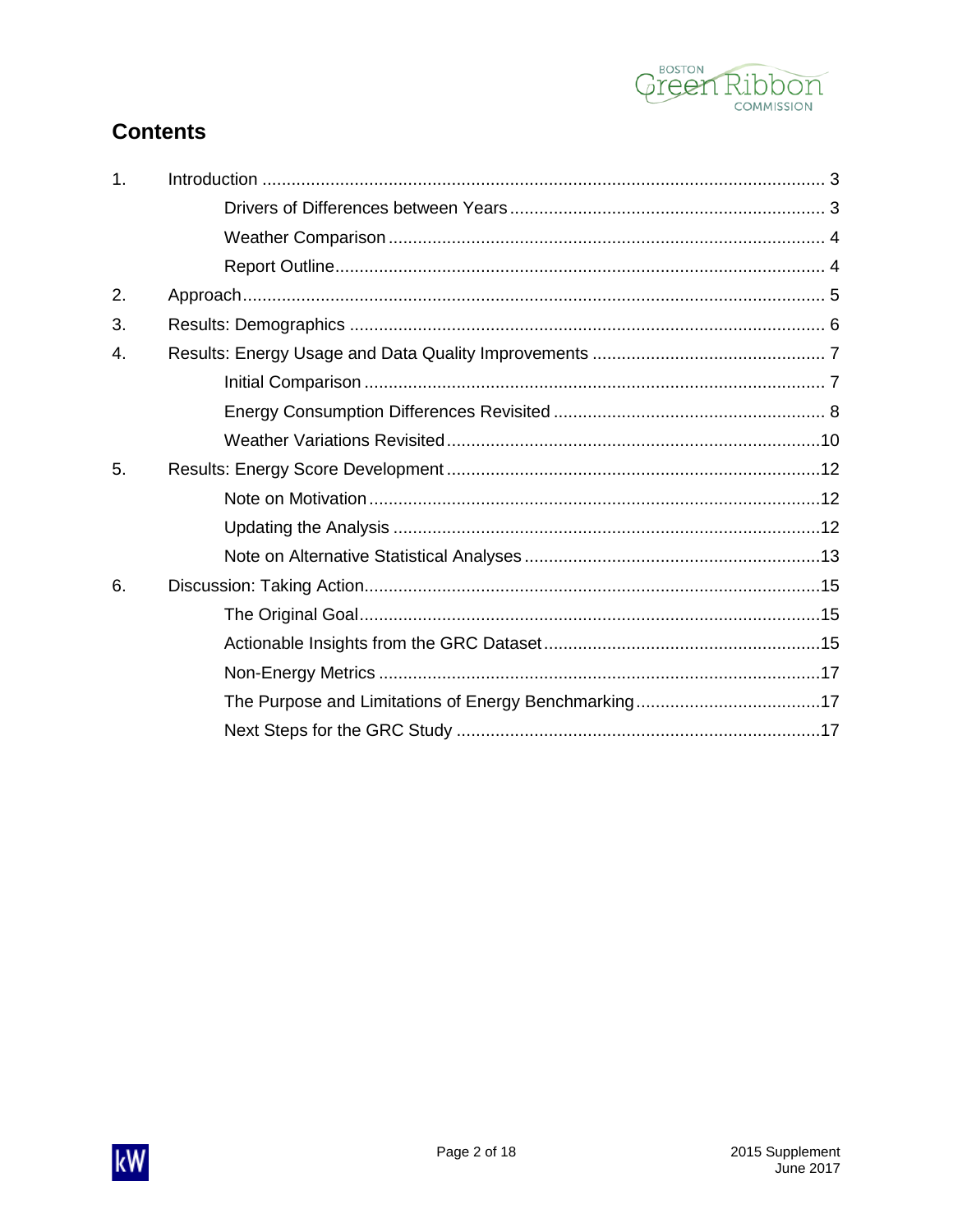## Contents

1. Introduction ... 3
    - Drivers of Differences between Years ... 3
    - Weather Comparison ... 4
    - Report Outline ... 4
2. Approach ... 5
3. Results: Demographics ... 6
4. Results: Energy Usage and Data Quality Improvements ... 7
    - Initial Comparison ... 7
    - Energy Consumption Differences Revisited ... 8
    - Weather Variations Revisited ... 10
5. Results: Energy Score Development ... 12
    - Note on Motivation ... 12
    - Updating the Analysis ... 12
    - Note on Alternative Statistical Analyses ... 13
6. Discussion: Taking Action ... 15
    - The Original Goal ... 15
    - Actionable Insights from the GRC Dataset ... 15
    - Non-Energy Metrics ... 17
    - The Purpose and Limitations of Energy Benchmarking ... 17
    - Next Steps for the GRC Study ... 17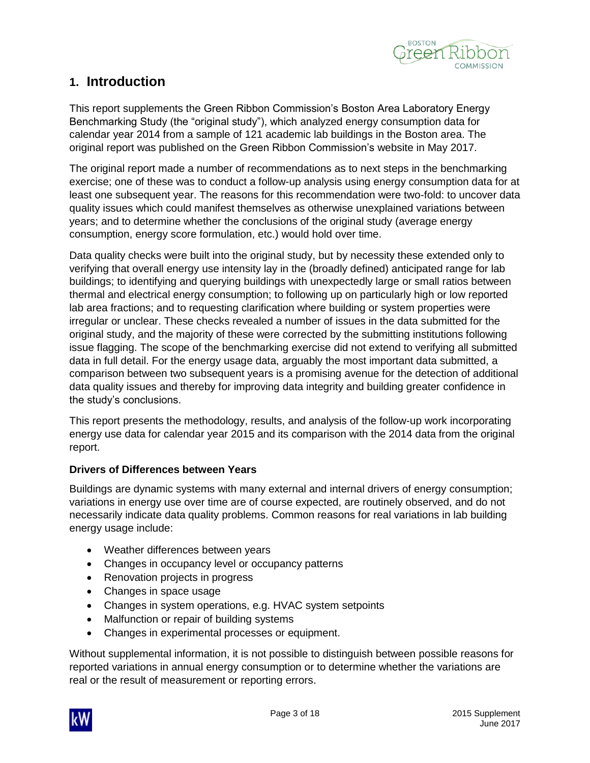# 1. Introduction

This report supplements the Green Ribbon Commission's Boston Area Laboratory Energy Benchmarking Study (the "original study"), which analyzed energy consumption data for calendar year 2014 from a sample of 121 academic lab buildings in the Boston area. The original report was published on the Green Ribbon Commission's website in May 2017.

The original report made a number of recommendations as to next steps in the benchmarking exercise; one of these was to conduct a follow-up analysis using energy consumption data for at least one subsequent year. The reasons for this recommendation were two-fold: to uncover data quality issues which could manifest themselves as otherwise unexplained variations between years; and to determine whether the conclusions of the original study (average energy consumption, energy score formulation, etc.) would hold over time.

Data quality checks were built into the original study, but by necessity these extended only to verifying that overall energy use intensity lay in the (broadly defined) anticipated range for lab buildings; to identifying and querying buildings with unexpectedly large or small ratios between thermal and electrical energy consumption; to following up on particularly high or low reported lab area fractions; and to requesting clarification where building or system properties were irregular or unclear. These checks revealed a number of issues in the data submitted for the original study, and the majority of these were corrected by the submitting institutions following issue flagging. The scope of the benchmarking exercise did not extend to verifying all submitted data in full detail. For the energy usage data, arguably the most important data submitted, a comparison between two subsequent years is a promising avenue for the detection of additional data quality issues and thereby for improving data integrity and building greater confidence in the study's conclusions.

This report presents the methodology, results, and analysis of the follow-up work incorporating energy use data for calendar year 2015 and its comparison with the 2014 data from the original report.

**Drivers of Differences between Years**

Buildings are dynamic systems with many external and internal drivers of energy consumption; variations in energy use over time are of course expected, are routinely observed, and do not necessarily indicate data quality problems. Common reasons for real variations in lab building energy usage include:

- Weather differences between years
- Changes in occupancy level or occupancy patterns
- Renovation projects in progress
- Changes in space usage
- Changes in system operations, e.g. HVAC system setpoints
- Malfunction or repair of building systems
- Changes in experimental processes or equipment.

Without supplemental information, it is not possible to distinguish between possible reasons for reported variations in annual energy consumption or to determine whether the variations are real or the result of measurement or reporting errors.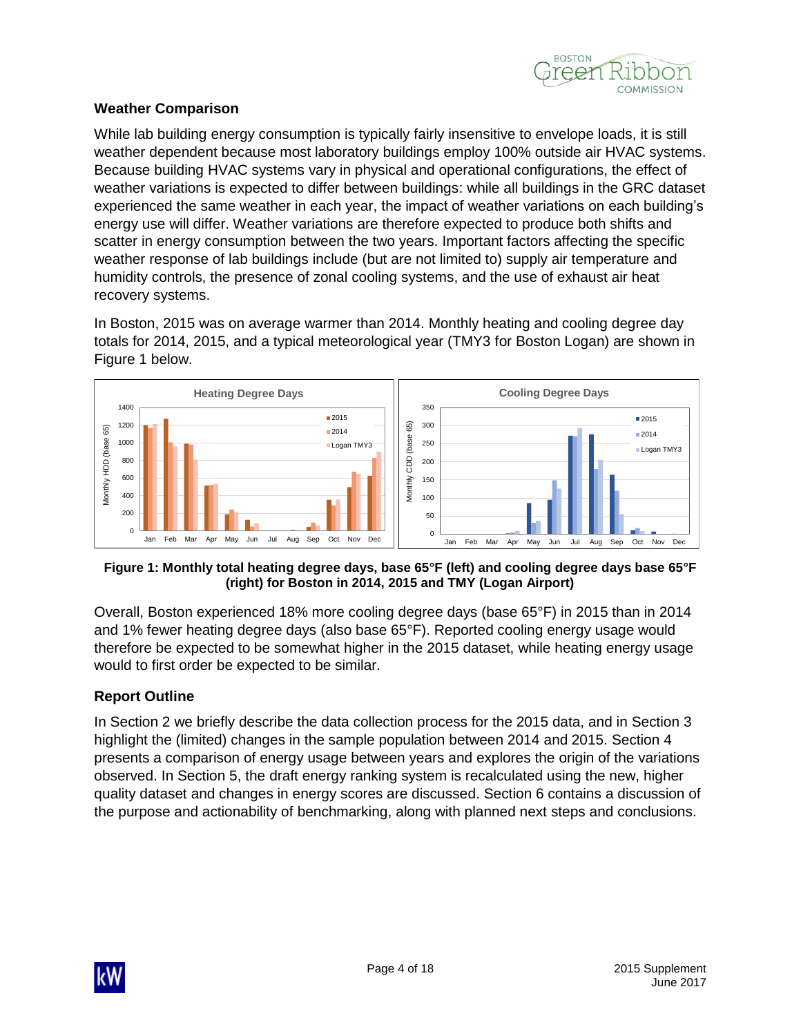## Weather Comparison

While lab building energy consumption is typically fairly insensitive to envelope loads, it is still weather dependent because most laboratory buildings employ 100% outside air HVAC systems. Because building HVAC systems vary in physical and operational configurations, the effect of weather variations is expected to differ between buildings: while all buildings in the GRC dataset experienced the same weather in each year, the impact of weather variations on each building's energy use will differ. Weather variations are therefore expected to produce both shifts and scatter in energy consumption between the two years. Important factors affecting the specific weather response of lab buildings include (but are not limited to) supply air temperature and humidity controls, the presence of zonal cooling systems, and the use of exhaust air heat recovery systems.

In Boston, 2015 was on average warmer than 2014. Monthly heating and cooling degree day totals for 2014, 2015, and a typical meteorological year (TMY3 for Boston Logan) are shown in Figure 1 below.

**Figure 1: Monthly total heating degree days, base 65°F (left) and cooling degree days base 65°F (right) for Boston in 2014, 2015 and TMY (Logan Airport)**

Overall, Boston experienced 18% more cooling degree days (base 65°F) in 2015 than in 2014 and 1% fewer heating degree days (also base 65°F). Reported cooling energy usage would therefore be expected to be somewhat higher in the 2015 dataset, while heating energy usage would to first order be expected to be similar.

## Report Outline

In Section 2 we briefly describe the data collection process for the 2015 data, and in Section 3 highlight the (limited) changes in the sample population between 2014 and 2015. Section 4 presents a comparison of energy usage between years and explores the origin of the variations observed. In Section 5, the draft energy ranking system is recalculated using the new, higher quality dataset and changes in energy scores are discussed. Section 6 contains a discussion of the purpose and actionability of benchmarking, along with planned next steps and conclusions.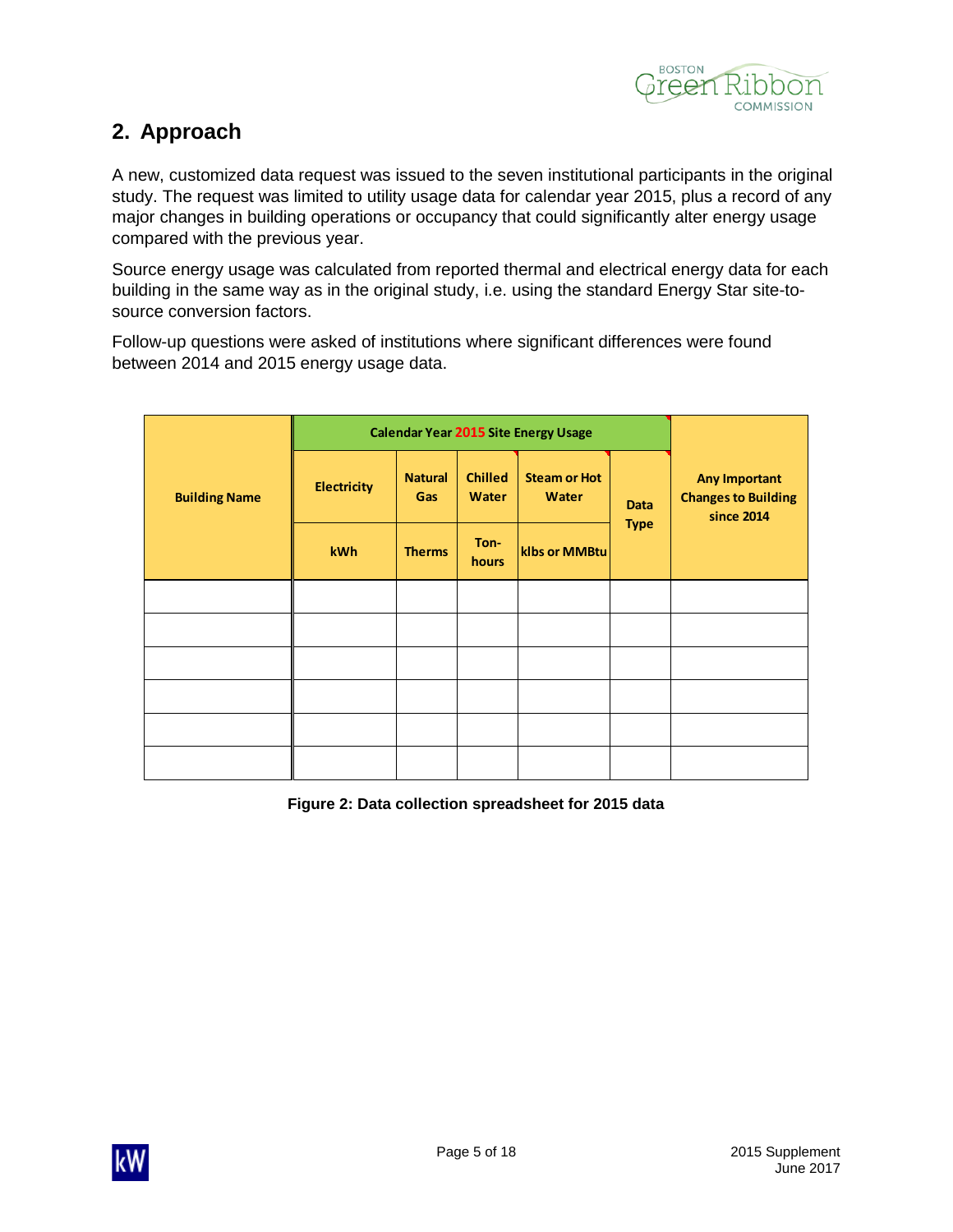## 2. Approach

A new, customized data request was issued to the seven institutional participants in the original study. The request was limited to utility usage data for calendar year 2015, plus a record of any major changes in building operations or occupancy that could significantly alter energy usage compared with the previous year.

Source energy usage was calculated from reported thermal and electrical energy data for each building in the same way as in the original study, i.e. using the standard Energy Star site-to-source conversion factors.

Follow-up questions were asked of institutions where significant differences were found between 2014 and 2015 energy usage data.

| Building Name | Calendar Year 2015 Site Energy Usage | | | | | Any Important Changes to Building since 2014 |
|---|---|---|---|---|---|---|
| | Electricity | Natural Gas | Chilled Water | Steam or Hot Water | Data Type | |
| | kWh | Therms | Ton-hours | klbs or MMBtu | | |
| | | | | | | |
| | | | | | | |
| | | | | | | |
| | | | | | | |
| | | | | | | |
| | | | | | | |

**Figure 2: Data collection spreadsheet for 2015 data**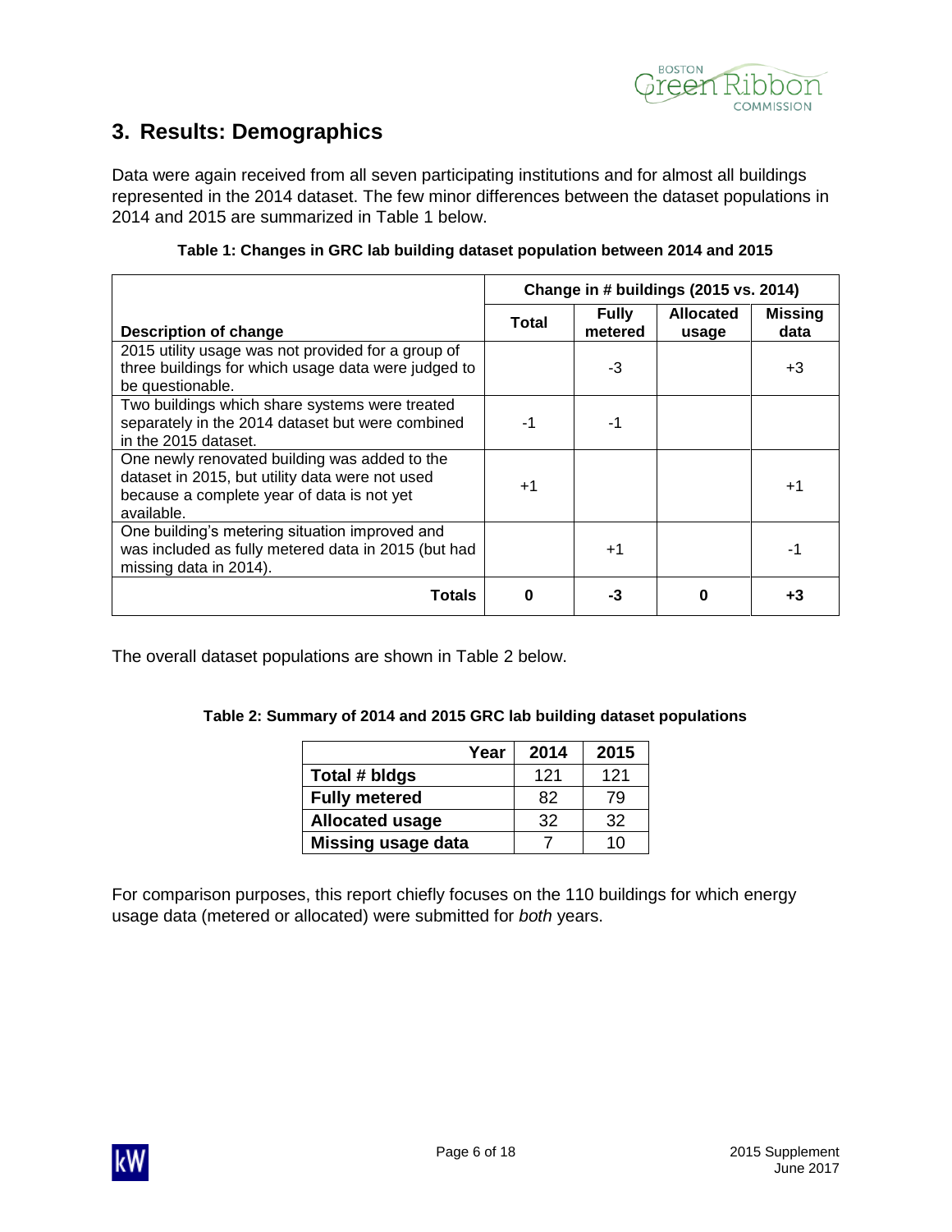## 3. Results: Demographics

Data were again received from all seven participating institutions and for almost all buildings represented in the 2014 dataset. The few minor differences between the dataset populations in 2014 and 2015 are summarized in Table 1 below.

**Table 1: Changes in GRC lab building dataset population between 2014 and 2015**

| | Change in # buildings (2015 vs. 2014) | | | |
|---|---|---|---|---|
| **Description of change** | **Total** | **Fully metered** | **Allocated usage** | **Missing data** |
| 2015 utility usage was not provided for a group of three buildings for which usage data were judged to be questionable. | | -3 | | +3 |
| Two buildings which share systems were treated separately in the 2014 dataset but were combined in the 2015 dataset. | -1 | -1 | | |
| One newly renovated building was added to the dataset in 2015, but utility data were not used because a complete year of data is not yet available. | +1 | | | +1 |
| One building's metering situation improved and was included as fully metered data in 2015 (but had missing data in 2014). | | +1 | | -1 |
| **Totals** | **0** | **-3** | **0** | **+3** |

The overall dataset populations are shown in Table 2 below.

**Table 2: Summary of 2014 and 2015 GRC lab building dataset populations**

| Year | 2014 | 2015 |
|---|---|---|
| **Total # bldgs** | 121 | 121 |
| **Fully metered** | 82 | 79 |
| **Allocated usage** | 32 | 32 |
| **Missing usage data** | 7 | 10 |

For comparison purposes, this report chiefly focuses on the 110 buildings for which energy usage data (metered or allocated) were submitted for *both* years.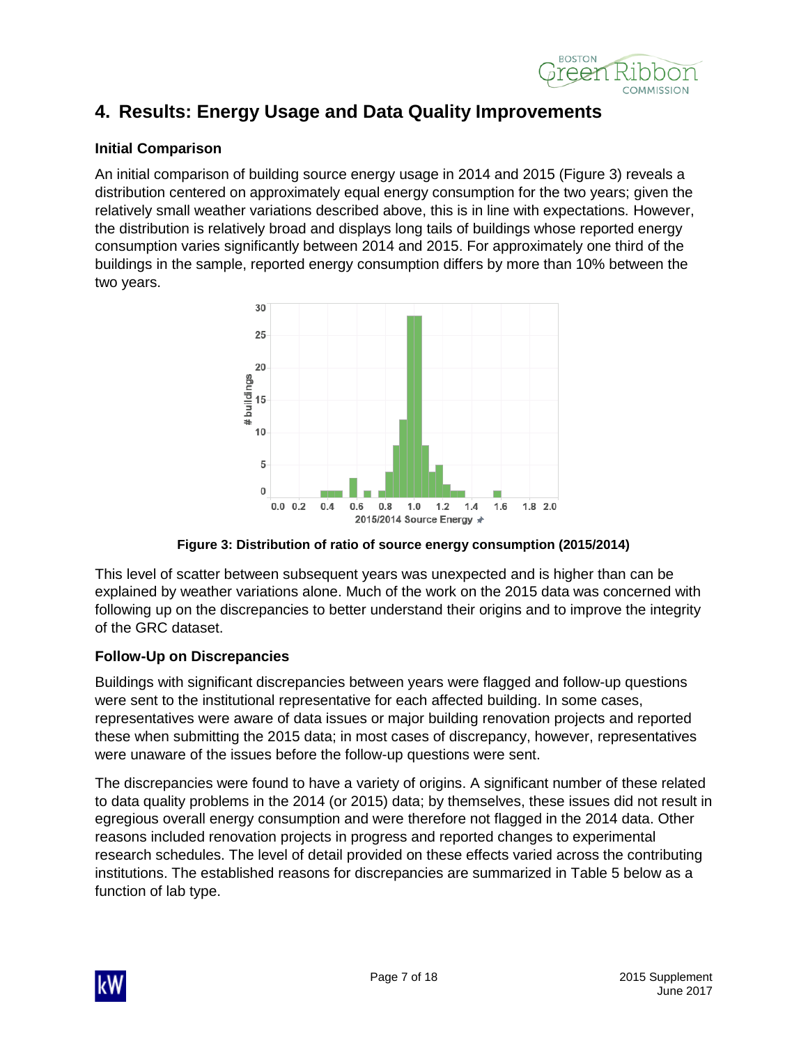## 4. Results: Energy Usage and Data Quality Improvements

### Initial Comparison

An initial comparison of building source energy usage in 2014 and 2015 (Figure 3) reveals a distribution centered on approximately equal energy consumption for the two years; given the relatively small weather variations described above, this is in line with expectations. However, the distribution is relatively broad and displays long tails of buildings whose reported energy consumption varies significantly between 2014 and 2015. For approximately one third of the buildings in the sample, reported energy consumption differs by more than 10% between the two years.

**Figure 3: Distribution of ratio of source energy consumption (2015/2014)**

This level of scatter between subsequent years was unexpected and is higher than can be explained by weather variations alone. Much of the work on the 2015 data was concerned with following up on the discrepancies to better understand their origins and to improve the integrity of the GRC dataset.

### Follow-Up on Discrepancies

Buildings with significant discrepancies between years were flagged and follow-up questions were sent to the institutional representative for each affected building. In some cases, representatives were aware of data issues or major building renovation projects and reported these when submitting the 2015 data; in most cases of discrepancy, however, representatives were unaware of the issues before the follow-up questions were sent.

The discrepancies were found to have a variety of origins. A significant number of these related to data quality problems in the 2014 (or 2015) data; by themselves, these issues did not result in egregious overall energy consumption and were therefore not flagged in the 2014 data. Other reasons included renovation projects in progress and reported changes to experimental research schedules. The level of detail provided on these effects varied across the contributing institutions. The established reasons for discrepancies are summarized in Table 5 below as a function of lab type.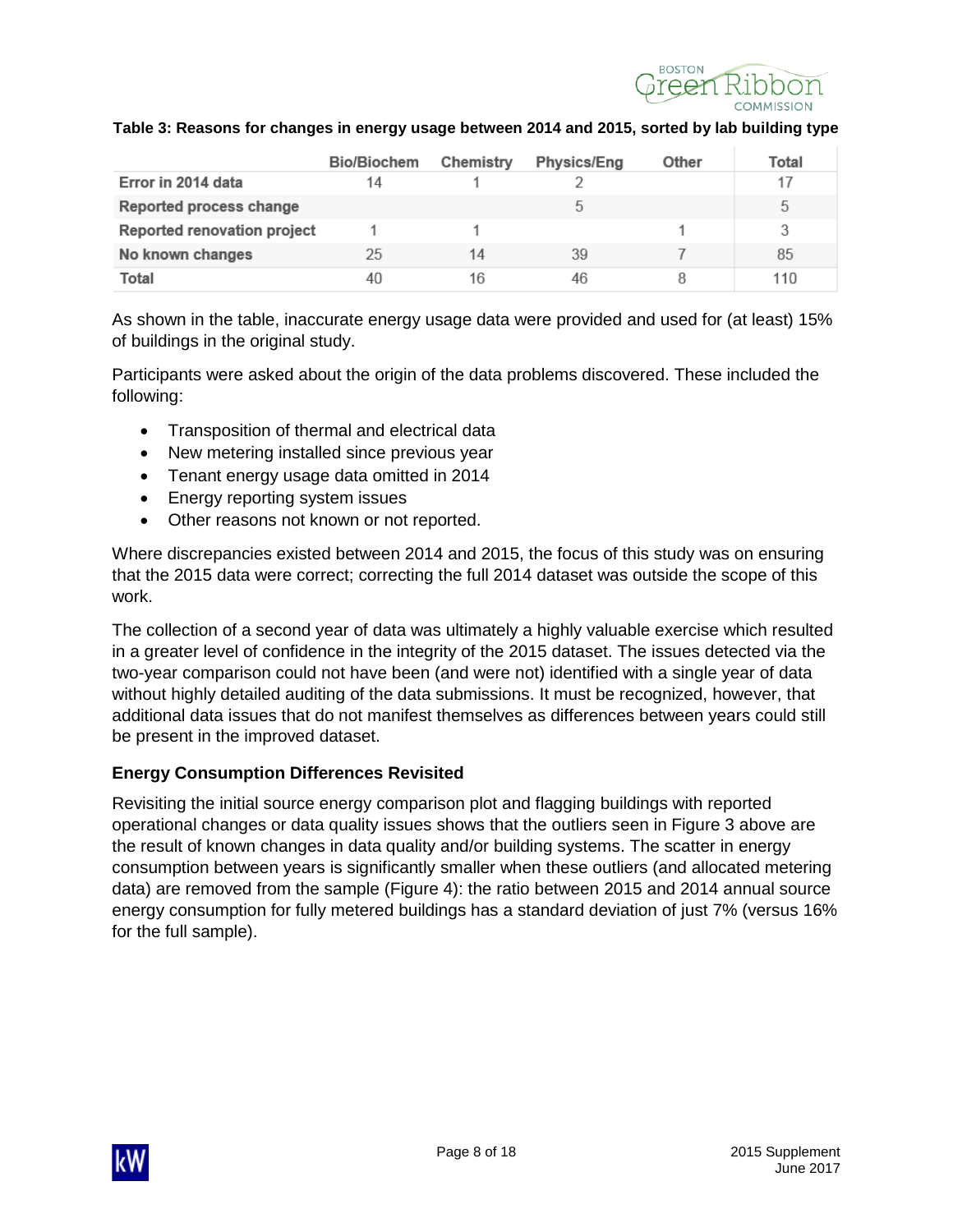**Table 3: Reasons for changes in energy usage between 2014 and 2015, sorted by lab building type**

| | Bio/Biochem | Chemistry | Physics/Eng | Other | Total |
|---|---|---|---|---|---|
| Error in 2014 data | 14 | 1 | 2 | | 17 |
| Reported process change | | | 5 | | 5 |
| Reported renovation project | 1 | 1 | | 1 | 3 |
| No known changes | 25 | 14 | 39 | 7 | 85 |
| Total | 40 | 16 | 46 | 8 | 110 |

As shown in the table, inaccurate energy usage data were provided and used for (at least) 15% of buildings in the original study.

Participants were asked about the origin of the data problems discovered. These included the following:

- Transposition of thermal and electrical data
- New metering installed since previous year
- Tenant energy usage data omitted in 2014
- Energy reporting system issues
- Other reasons not known or not reported.

Where discrepancies existed between 2014 and 2015, the focus of this study was on ensuring that the 2015 data were correct; correcting the full 2014 dataset was outside the scope of this work.

The collection of a second year of data was ultimately a highly valuable exercise which resulted in a greater level of confidence in the integrity of the 2015 dataset. The issues detected via the two-year comparison could not have been (and were not) identified with a single year of data without highly detailed auditing of the data submissions. It must be recognized, however, that additional data issues that do not manifest themselves as differences between years could still be present in the improved dataset.

### Energy Consumption Differences Revisited

Revisiting the initial source energy comparison plot and flagging buildings with reported operational changes or data quality issues shows that the outliers seen in Figure 3 above are the result of known changes in data quality and/or building systems. The scatter in energy consumption between years is significantly smaller when these outliers (and allocated metering data) are removed from the sample (Figure 4): the ratio between 2015 and 2014 annual source energy consumption for fully metered buildings has a standard deviation of just 7% (versus 16% for the full sample).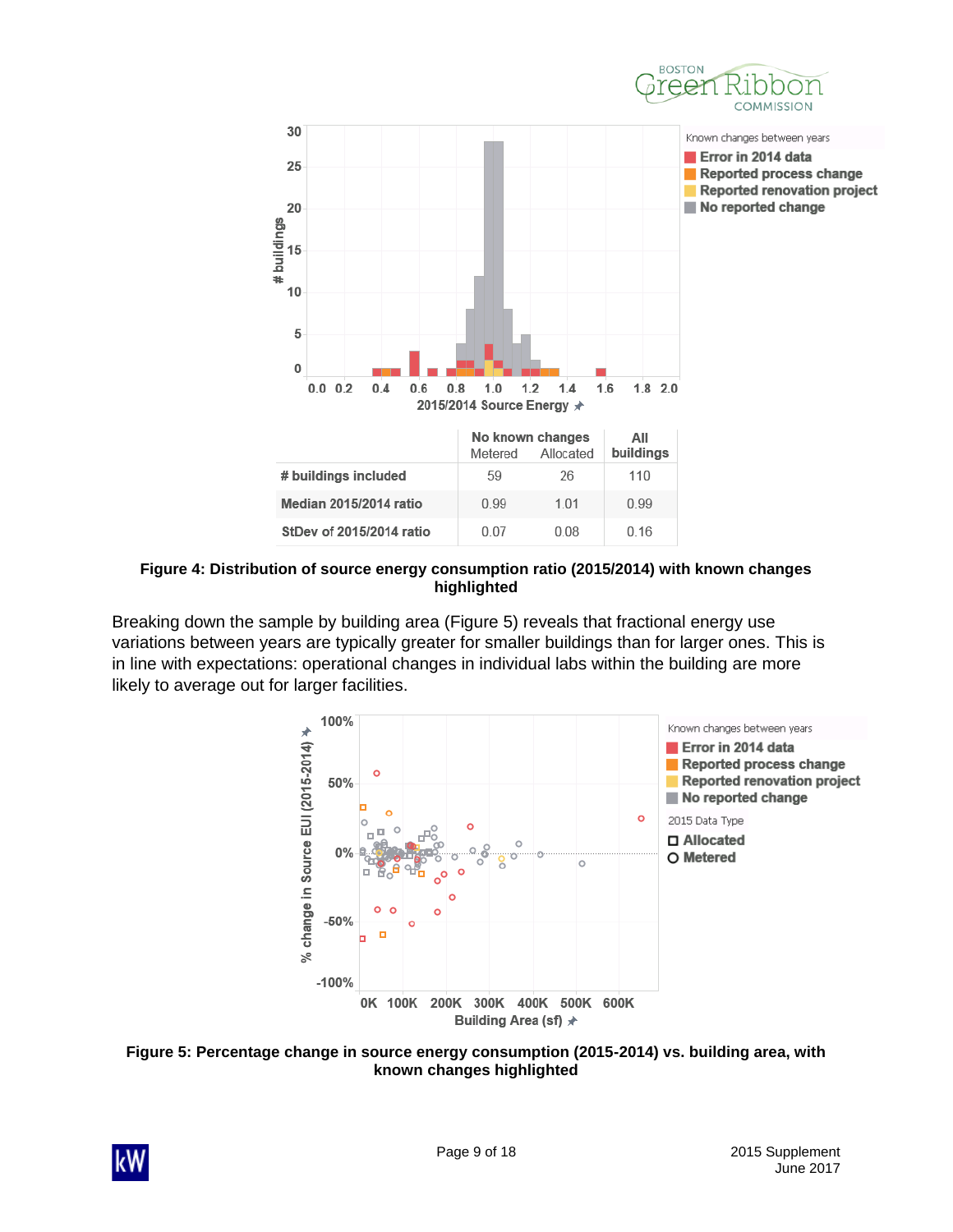| | No known changes | | All buildings |
|---|---|---|---|
| | Metered | Allocated | |
| **# buildings included** | 59 | 26 | 110 |
| **Median 2015/2014 ratio** | 0.99 | 1.01 | 0.99 |
| **StDev of 2015/2014 ratio** | 0.07 | 0.08 | 0.16 |

**Figure 4: Distribution of source energy consumption ratio (2015/2014) with known changes highlighted**

Breaking down the sample by building area (Figure 5) reveals that fractional energy use variations between years are typically greater for smaller buildings than for larger ones. This is in line with expectations: operational changes in individual labs within the building are more likely to average out for larger facilities.

**Figure 5: Percentage change in source energy consumption (2015-2014) vs. building area, with known changes highlighted**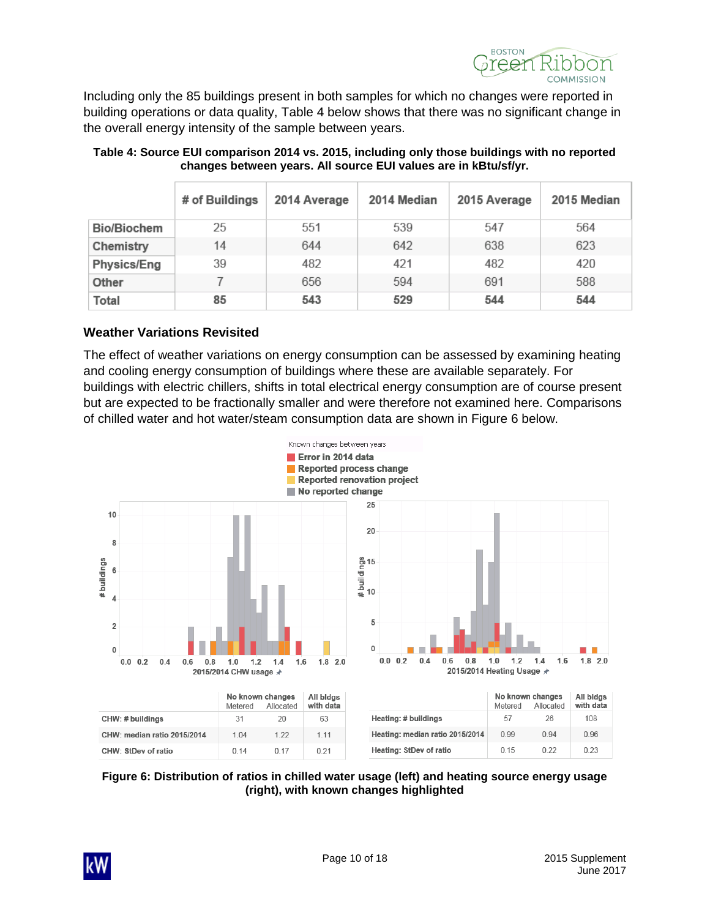Including only the 85 buildings present in both samples for which no changes were reported in building operations or data quality, Table 4 below shows that there was no significant change in the overall energy intensity of the sample between years.

**Table 4: Source EUI comparison 2014 vs. 2015, including only those buildings with no reported changes between years. All source EUI values are in kBtu/sf/yr.**

| | # of Buildings | 2014 Average | 2014 Median | 2015 Average | 2015 Median |
|---|---|---|---|---|---|
| Bio/Biochem | 25 | 551 | 539 | 547 | 564 |
| Chemistry | 14 | 644 | 642 | 638 | 623 |
| Physics/Eng | 39 | 482 | 421 | 482 | 420 |
| Other | 7 | 656 | 594 | 691 | 588 |
| **Total** | **85** | **543** | **529** | **544** | **544** |

### Weather Variations Revisited

The effect of weather variations on energy consumption can be assessed by examining heating and cooling energy consumption of buildings where these are available separately. For buildings with electric chillers, shifts in total electrical energy consumption are of course present but are expected to be fractionally smaller and were therefore not examined here. Comparisons of chilled water and hot water/steam consumption data are shown in Figure 6 below.

Known changes between years
- Error in 2014 data
- Reported process change
- Reported renovation project
- No reported change

| | No known changes Metered | No known changes Allocated | All bldgs with data |
|---|---|---|---|
| CHW: # buildings | 31 | 20 | 63 |
| CHW: median ratio 2015/2014 | 1.04 | 1.22 | 1.11 |
| CHW: StDev of ratio | 0.14 | 0.17 | 0.21 |

| | No known changes Metered | No known changes Allocated | All bldgs with data |
|---|---|---|---|
| Heating: # buildings | 57 | 26 | 108 |
| Heating: median ratio 2015/2014 | 0.99 | 0.94 | 0.96 |
| Heating: StDev of ratio | 0.15 | 0.22 | 0.23 |

**Figure 6: Distribution of ratios in chilled water usage (left) and heating source energy usage (right), with known changes highlighted**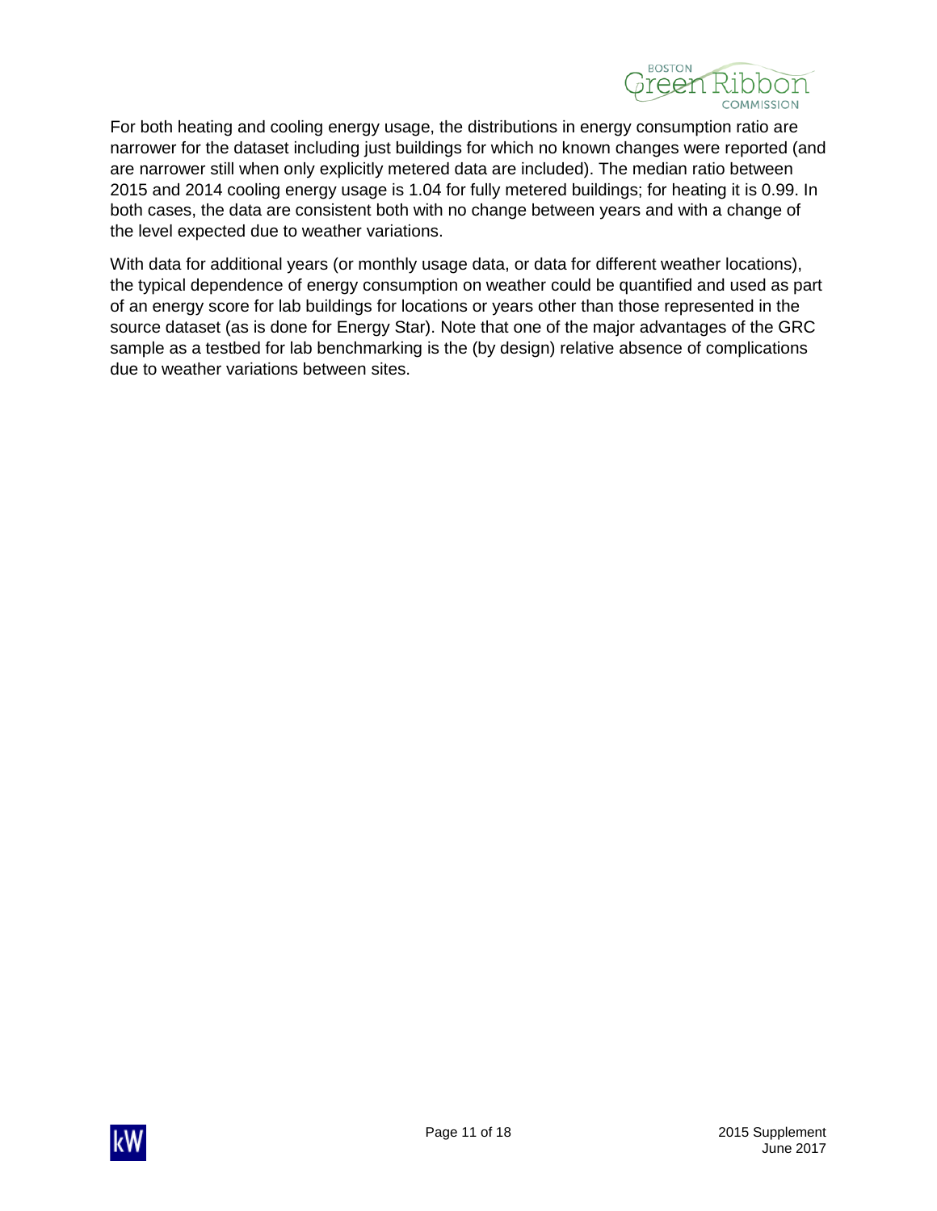For both heating and cooling energy usage, the distributions in energy consumption ratio are narrower for the dataset including just buildings for which no known changes were reported (and are narrower still when only explicitly metered data are included). The median ratio between 2015 and 2014 cooling energy usage is 1.04 for fully metered buildings; for heating it is 0.99. In both cases, the data are consistent both with no change between years and with a change of the level expected due to weather variations.

With data for additional years (or monthly usage data, or data for different weather locations), the typical dependence of energy consumption on weather could be quantified and used as part of an energy score for lab buildings for locations or years other than those represented in the source dataset (as is done for Energy Star). Note that one of the major advantages of the GRC sample as a testbed for lab benchmarking is the (by design) relative absence of complications due to weather variations between sites.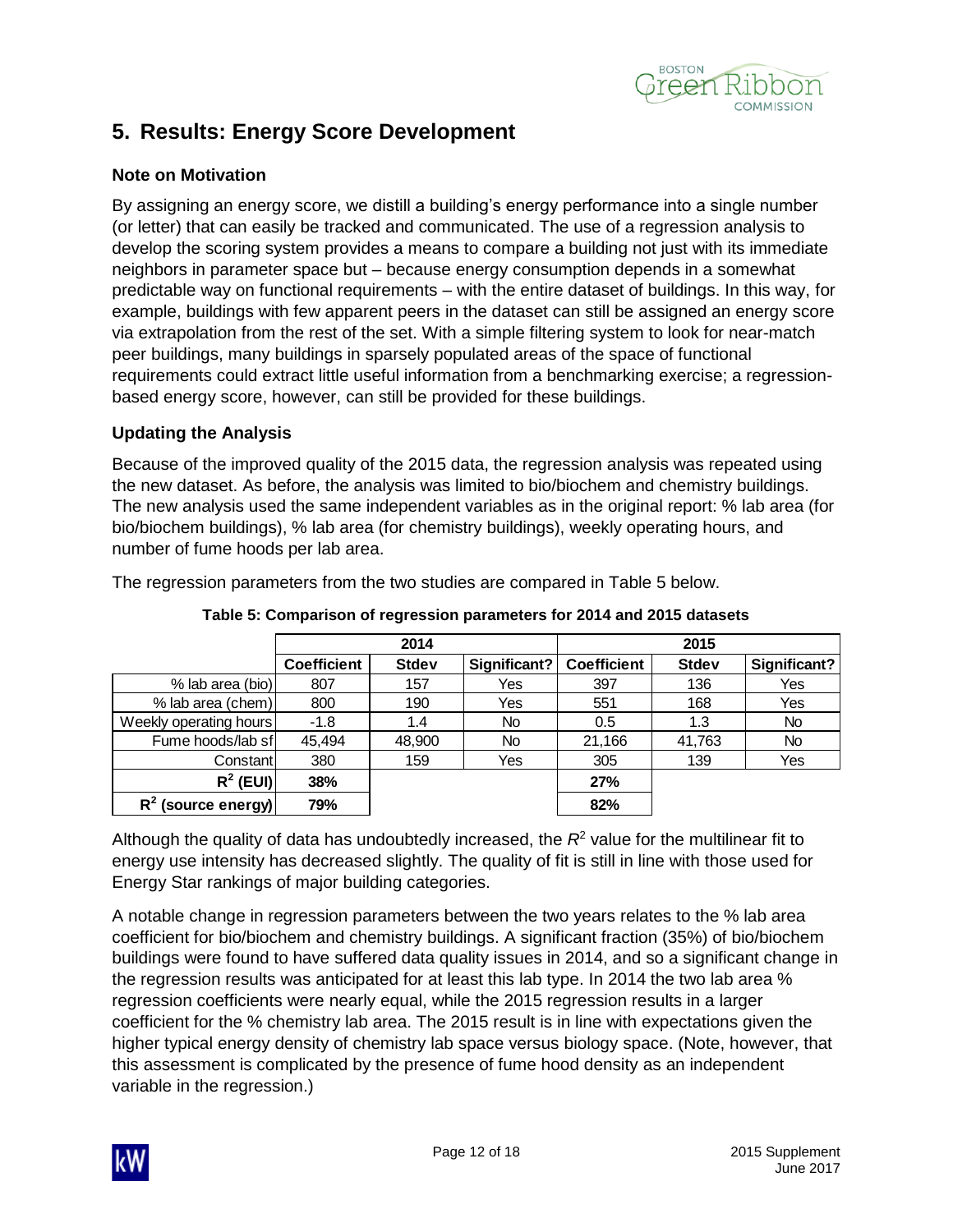# 5. Results: Energy Score Development

### Note on Motivation

By assigning an energy score, we distill a building's energy performance into a single number (or letter) that can easily be tracked and communicated. The use of a regression analysis to develop the scoring system provides a means to compare a building not just with its immediate neighbors in parameter space but – because energy consumption depends in a somewhat predictable way on functional requirements – with the entire dataset of buildings. In this way, for example, buildings with few apparent peers in the dataset can still be assigned an energy score via extrapolation from the rest of the set. With a simple filtering system to look for near-match peer buildings, many buildings in sparsely populated areas of the space of functional requirements could extract little useful information from a benchmarking exercise; a regression-based energy score, however, can still be provided for these buildings.

### Updating the Analysis

Because of the improved quality of the 2015 data, the regression analysis was repeated using the new dataset. As before, the analysis was limited to bio/biochem and chemistry buildings. The new analysis used the same independent variables as in the original report: % lab area (for bio/biochem buildings), % lab area (for chemistry buildings), weekly operating hours, and number of fume hoods per lab area.

The regression parameters from the two studies are compared in Table 5 below.

**Table 5: Comparison of regression parameters for 2014 and 2015 datasets**

| | 2014 | | | 2015 | | |
|---|---|---|---|---|---|---|
| | **Coefficient** | **Stdev** | **Significant?** | **Coefficient** | **Stdev** | **Significant?** |
| % lab area (bio) | 807 | 157 | Yes | 397 | 136 | Yes |
| % lab area (chem) | 800 | 190 | Yes | 551 | 168 | Yes |
| Weekly operating hours | -1.8 | 1.4 | No | 0.5 | 1.3 | No |
| Fume hoods/lab sf | 45,494 | 48,900 | No | 21,166 | 41,763 | No |
| Constant | 380 | 159 | Yes | 305 | 139 | Yes |
| **$R^2$ (EUI)** | **38%** | | | **27%** | | |
| **$R^2$ (source energy)** | **79%** | | | **82%** | | |

Although the quality of data has undoubtedly increased, the $R^2$ value for the multilinear fit to energy use intensity has decreased slightly. The quality of fit is still in line with those used for Energy Star rankings of major building categories.

A notable change in regression parameters between the two years relates to the % lab area coefficient for bio/biochem and chemistry buildings. A significant fraction (35%) of bio/biochem buildings were found to have suffered data quality issues in 2014, and so a significant change in the regression results was anticipated for at least this lab type. In 2014 the two lab area % regression coefficients were nearly equal, while the 2015 regression results in a larger coefficient for the % chemistry lab area. The 2015 result is in line with expectations given the higher typical energy density of chemistry lab space versus biology space. (Note, however, that this assessment is complicated by the presence of fume hood density as an independent variable in the regression.)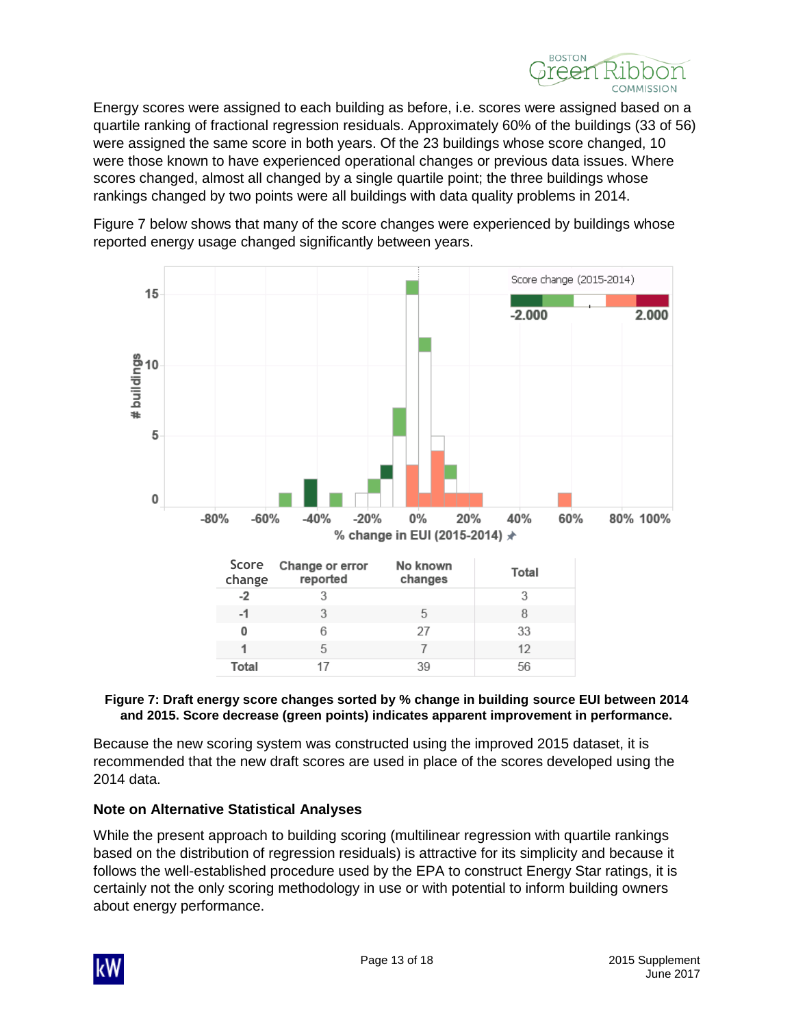Energy scores were assigned to each building as before, i.e. scores were assigned based on a quartile ranking of fractional regression residuals. Approximately 60% of the buildings (33 of 56) were assigned the same score in both years. Of the 23 buildings whose score changed, 10 were those known to have experienced operational changes or previous data issues. Where scores changed, almost all changed by a single quartile point; the three buildings whose rankings changed by two points were all buildings with data quality problems in 2014.

Figure 7 below shows that many of the score changes were experienced by buildings whose reported energy usage changed significantly between years.

| Score change | Change or error reported | No known changes | Total |
|---|---|---|---|
| -2 | 3 | | 3 |
| -1 | 3 | 5 | 8 |
| 0 | 6 | 27 | 33 |
| 1 | 5 | 7 | 12 |
| Total | 17 | 39 | 56 |

**Figure 7: Draft energy score changes sorted by % change in building source EUI between 2014 and 2015. Score decrease (green points) indicates apparent improvement in performance.**

Because the new scoring system was constructed using the improved 2015 dataset, it is recommended that the new draft scores are used in place of the scores developed using the 2014 data.

### Note on Alternative Statistical Analyses

While the present approach to building scoring (multilinear regression with quartile rankings based on the distribution of regression residuals) is attractive for its simplicity and because it follows the well-established procedure used by the EPA to construct Energy Star ratings, it is certainly not the only scoring methodology in use or with potential to inform building owners about energy performance.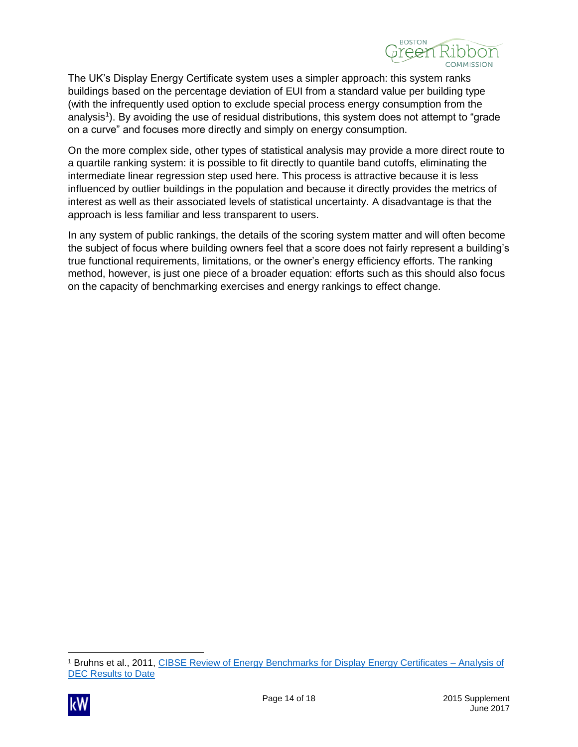The UK's Display Energy Certificate system uses a simpler approach: this system ranks buildings based on the percentage deviation of EUI from a standard value per building type (with the infrequently used option to exclude special process energy consumption from the analysis[1]). By avoiding the use of residual distributions, this system does not attempt to "grade on a curve" and focuses more directly and simply on energy consumption.

On the more complex side, other types of statistical analysis may provide a more direct route to a quartile ranking system: it is possible to fit directly to quantile band cutoffs, eliminating the intermediate linear regression step used here. This process is attractive because it is less influenced by outlier buildings in the population and because it directly provides the metrics of interest as well as their associated levels of statistical uncertainty. A disadvantage is that the approach is less familiar and less transparent to users.

In any system of public rankings, the details of the scoring system matter and will often become the subject of focus where building owners feel that a score does not fairly represent a building's true functional requirements, limitations, or the owner's energy efficiency efforts. The ranking method, however, is just one piece of a broader equation: efforts such as this should also focus on the capacity of benchmarking exercises and energy rankings to effect change.

---

[1] Bruhns et al., 2011, CIBSE Review of Energy Benchmarks for Display Energy Certificates – Analysis of DEC Results to Date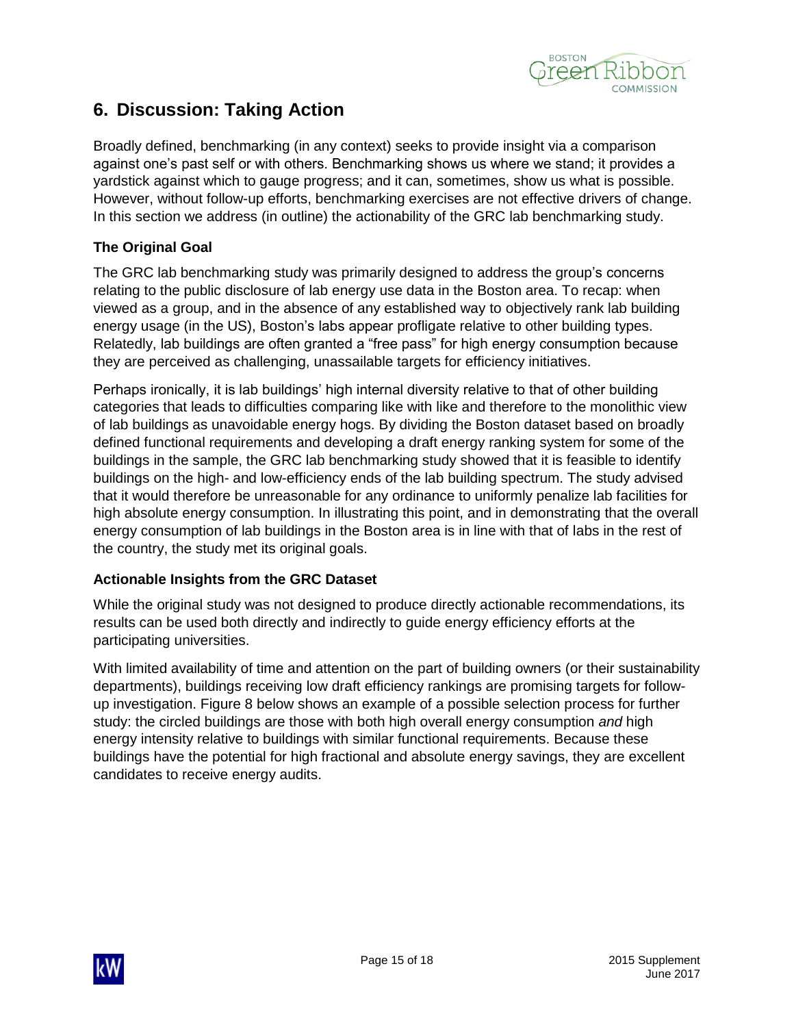## 6. Discussion: Taking Action

Broadly defined, benchmarking (in any context) seeks to provide insight via a comparison against one's past self or with others. Benchmarking shows us where we stand; it provides a yardstick against which to gauge progress; and it can, sometimes, show us what is possible. However, without follow-up efforts, benchmarking exercises are not effective drivers of change. In this section we address (in outline) the actionability of the GRC lab benchmarking study.

### The Original Goal

The GRC lab benchmarking study was primarily designed to address the group's concerns relating to the public disclosure of lab energy use data in the Boston area. To recap: when viewed as a group, and in the absence of any established way to objectively rank lab building energy usage (in the US), Boston's labs appear profligate relative to other building types. Relatedly, lab buildings are often granted a "free pass" for high energy consumption because they are perceived as challenging, unassailable targets for efficiency initiatives.

Perhaps ironically, it is lab buildings' high internal diversity relative to that of other building categories that leads to difficulties comparing like with like and therefore to the monolithic view of lab buildings as unavoidable energy hogs. By dividing the Boston dataset based on broadly defined functional requirements and developing a draft energy ranking system for some of the buildings in the sample, the GRC lab benchmarking study showed that it is feasible to identify buildings on the high- and low-efficiency ends of the lab building spectrum. The study advised that it would therefore be unreasonable for any ordinance to uniformly penalize lab facilities for high absolute energy consumption. In illustrating this point, and in demonstrating that the overall energy consumption of lab buildings in the Boston area is in line with that of labs in the rest of the country, the study met its original goals.

### Actionable Insights from the GRC Dataset

While the original study was not designed to produce directly actionable recommendations, its results can be used both directly and indirectly to guide energy efficiency efforts at the participating universities.

With limited availability of time and attention on the part of building owners (or their sustainability departments), buildings receiving low draft efficiency rankings are promising targets for follow-up investigation. Figure 8 below shows an example of a possible selection process for further study: the circled buildings are those with both high overall energy consumption *and* high energy intensity relative to buildings with similar functional requirements. Because these buildings have the potential for high fractional and absolute energy savings, they are excellent candidates to receive energy audits.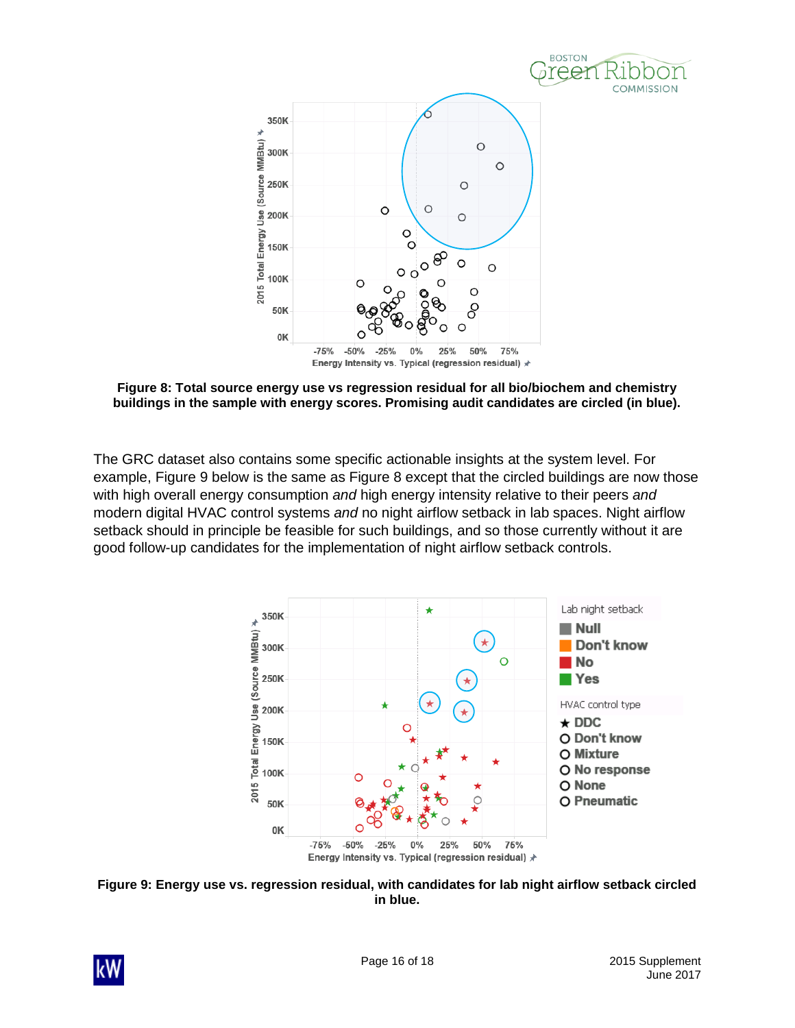**Figure 8: Total source energy use vs regression residual for all bio/biochem and chemistry buildings in the sample with energy scores. Promising audit candidates are circled (in blue).**

The GRC dataset also contains some specific actionable insights at the system level. For example, Figure 9 below is the same as Figure 8 except that the circled buildings are now those with high overall energy consumption *and* high energy intensity relative to their peers *and* modern digital HVAC control systems *and* no night airflow setback in lab spaces. Night airflow setback should in principle be feasible for such buildings, and so those currently without it are good follow-up candidates for the implementation of night airflow setback controls.

**Figure 9: Energy use vs. regression residual, with candidates for lab night airflow setback circled in blue.**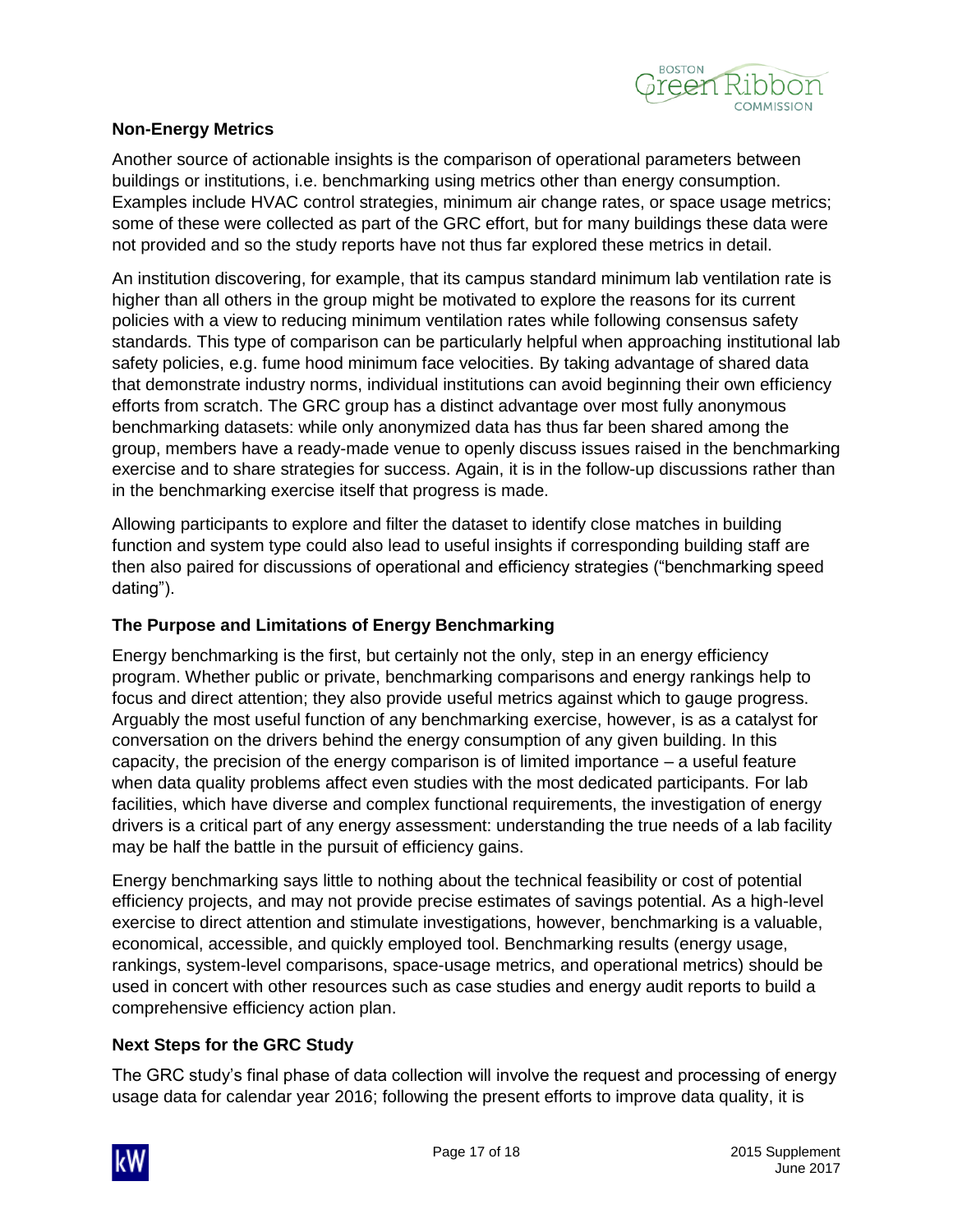### Non-Energy Metrics

Another source of actionable insights is the comparison of operational parameters between buildings or institutions, i.e. benchmarking using metrics other than energy consumption. Examples include HVAC control strategies, minimum air change rates, or space usage metrics; some of these were collected as part of the GRC effort, but for many buildings these data were not provided and so the study reports have not thus far explored these metrics in detail.

An institution discovering, for example, that its campus standard minimum lab ventilation rate is higher than all others in the group might be motivated to explore the reasons for its current policies with a view to reducing minimum ventilation rates while following consensus safety standards. This type of comparison can be particularly helpful when approaching institutional lab safety policies, e.g. fume hood minimum face velocities. By taking advantage of shared data that demonstrate industry norms, individual institutions can avoid beginning their own efficiency efforts from scratch. The GRC group has a distinct advantage over most fully anonymous benchmarking datasets: while only anonymized data has thus far been shared among the group, members have a ready-made venue to openly discuss issues raised in the benchmarking exercise and to share strategies for success. Again, it is in the follow-up discussions rather than in the benchmarking exercise itself that progress is made.

Allowing participants to explore and filter the dataset to identify close matches in building function and system type could also lead to useful insights if corresponding building staff are then also paired for discussions of operational and efficiency strategies ("benchmarking speed dating").

### The Purpose and Limitations of Energy Benchmarking

Energy benchmarking is the first, but certainly not the only, step in an energy efficiency program. Whether public or private, benchmarking comparisons and energy rankings help to focus and direct attention; they also provide useful metrics against which to gauge progress. Arguably the most useful function of any benchmarking exercise, however, is as a catalyst for conversation on the drivers behind the energy consumption of any given building. In this capacity, the precision of the energy comparison is of limited importance – a useful feature when data quality problems affect even studies with the most dedicated participants. For lab facilities, which have diverse and complex functional requirements, the investigation of energy drivers is a critical part of any energy assessment: understanding the true needs of a lab facility may be half the battle in the pursuit of efficiency gains.

Energy benchmarking says little to nothing about the technical feasibility or cost of potential efficiency projects, and may not provide precise estimates of savings potential. As a high-level exercise to direct attention and stimulate investigations, however, benchmarking is a valuable, economical, accessible, and quickly employed tool. Benchmarking results (energy usage, rankings, system-level comparisons, space-usage metrics, and operational metrics) should be used in concert with other resources such as case studies and energy audit reports to build a comprehensive efficiency action plan.

### Next Steps for the GRC Study

The GRC study's final phase of data collection will involve the request and processing of energy usage data for calendar year 2016; following the present efforts to improve data quality, it is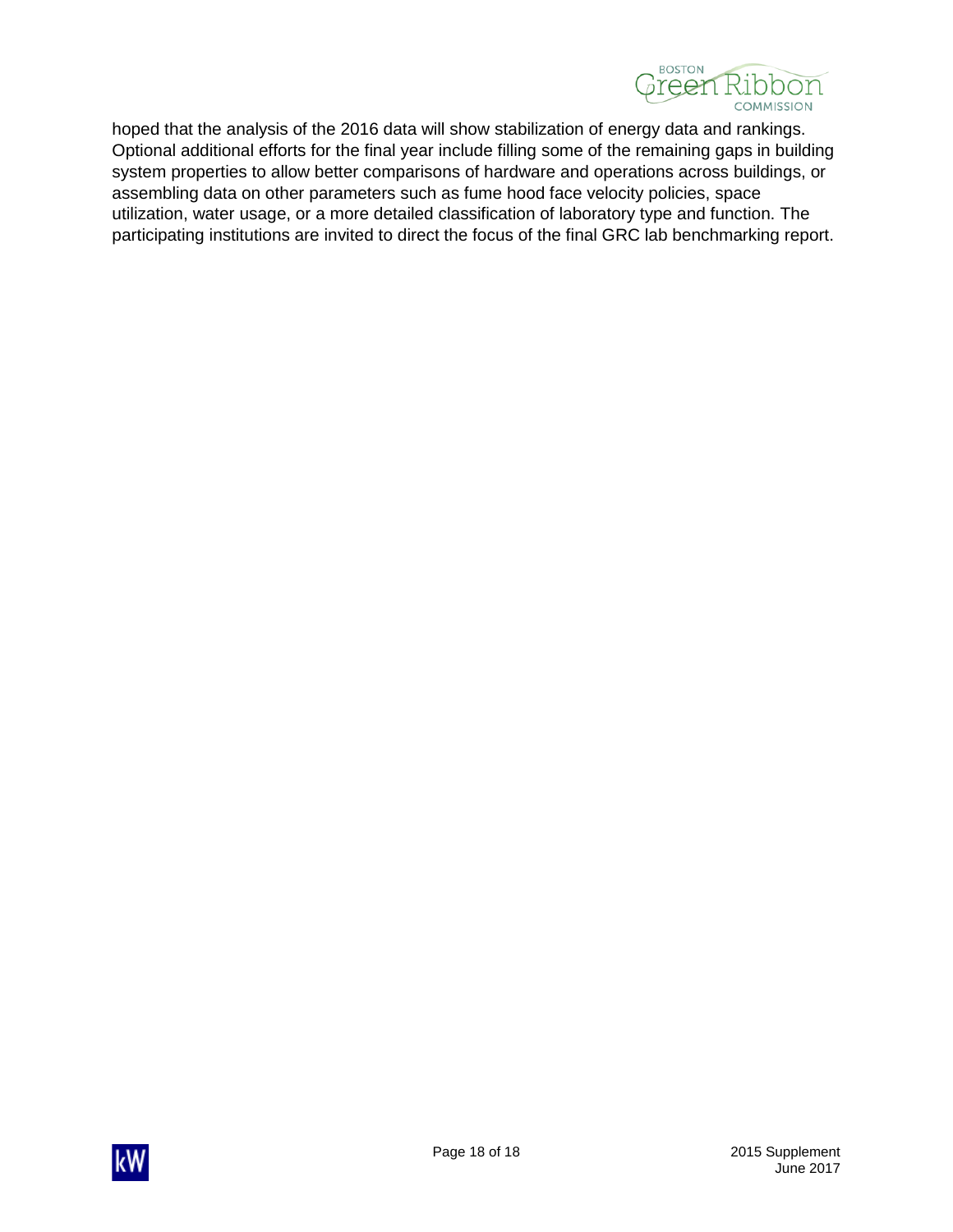hoped that the analysis of the 2016 data will show stabilization of energy data and rankings. Optional additional efforts for the final year include filling some of the remaining gaps in building system properties to allow better comparisons of hardware and operations across buildings, or assembling data on other parameters such as fume hood face velocity policies, space utilization, water usage, or a more detailed classification of laboratory type and function. The participating institutions are invited to direct the focus of the final GRC lab benchmarking report.